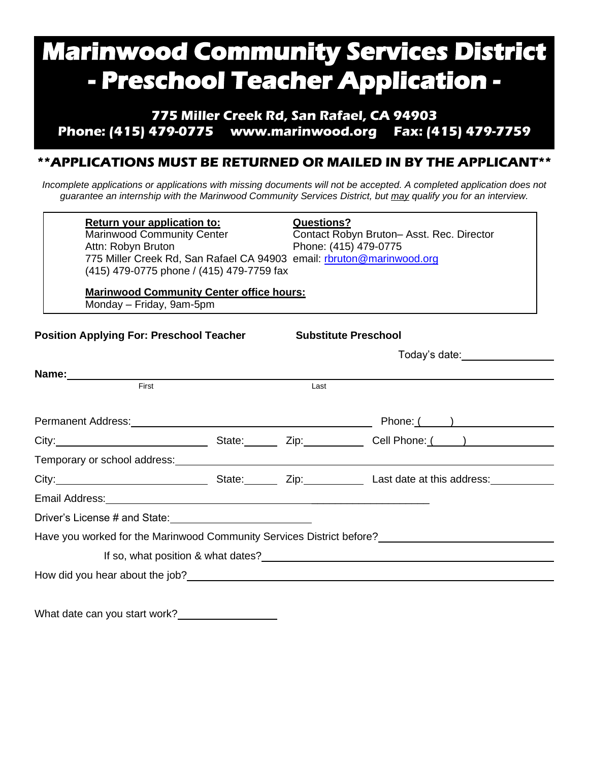# Marinwood Community Services District - Preschool Teacher Application -

**775 Miller Creek Rd, San Rafael, CA 94903**
**Phone: (415) 479-0775 www.marinwood.org Fax: (415) 479-7759**

## **APPLICATIONS MUST BE RETURNED OR MAILED IN BY THE APPLICANT**

*Incomplete applications or applications with missing documents will not be accepted. A completed application does not guarantee an internship with the Marinwood Community Services District, but may qualify you for an interview.*

**Return your application to:**
Marinwood Community Center
Attn: Robyn Bruton
775 Miller Creek Rd, San Rafael CA 94903
(415) 479-0775 phone / (415) 479-7759 fax

**Questions?**
Contact Robyn Bruton– Asst. Rec. Director
Phone: (415) 479-0775
email: rbruton@marinwood.org

**Marinwood Community Center office hours:**
Monday – Friday, 9am-5pm

**Position Applying For: Preschool Teacher** **Substitute Preschool**

Today's date:________________

**Name:**______________________________________________________________
First Last

Permanent Address:________________________________ Phone: (____)________________

City:______________________ State:______ Zip:__________ Cell Phone: (____)______________

Temporary or school address:______________________________________________________

City:______________________ State:______ Zip:__________ Last date at this address:__________

Email Address:___________________________________________________

Driver's License # and State:________________________

Have you worked for the Marinwood Community Services District before?____________________

If so, what position & what dates?__________________________________________

How did you hear about the job?_____________________________________________________

What date can you start work?________________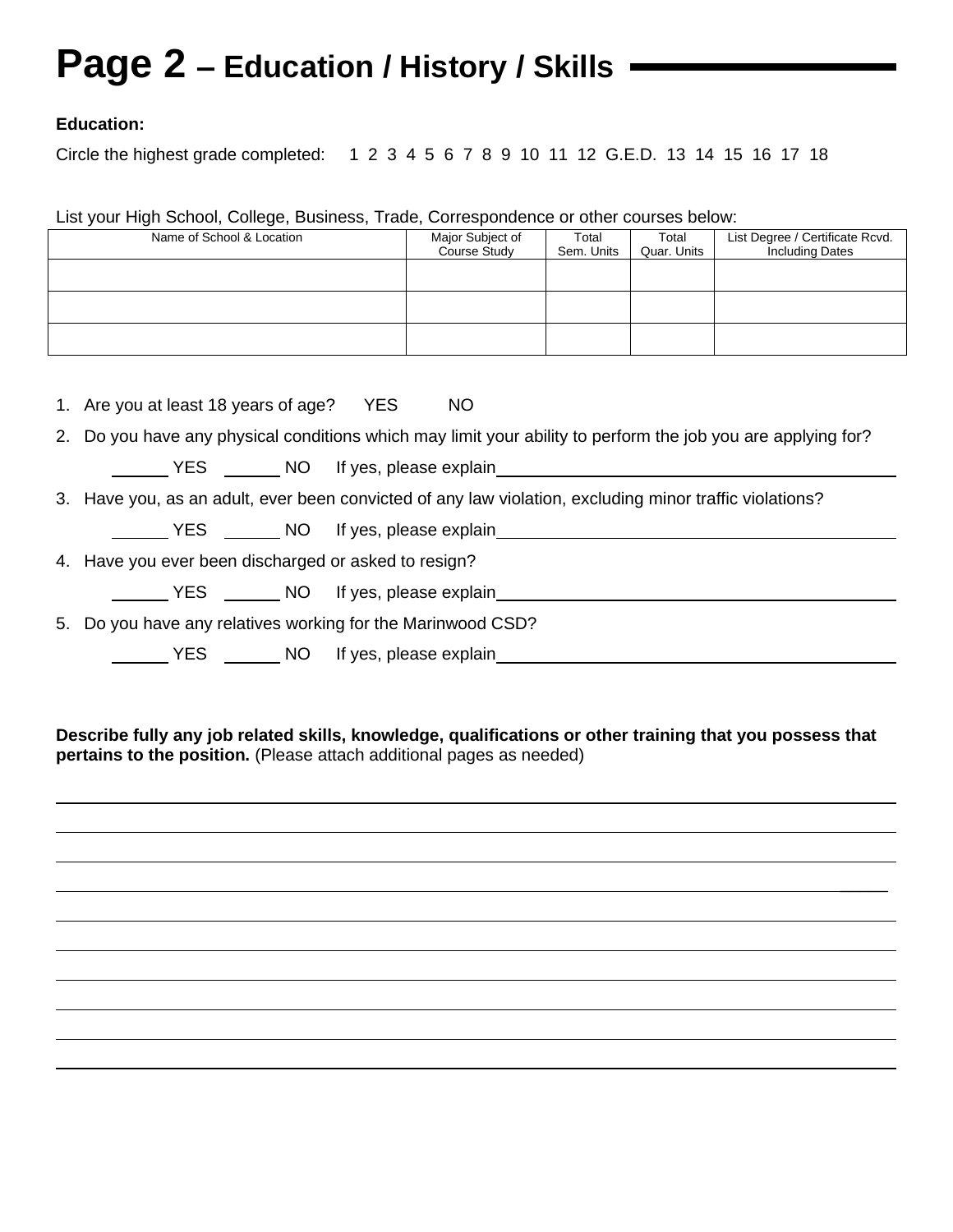# Page 2 – Education / History / Skills

**Education:**

Circle the highest grade completed: 1 2 3 4 5 6 7 8 9 10 11 12 G.E.D. 13 14 15 16 17 18

List your High School, College, Business, Trade, Correspondence or other courses below:

| Name of School & Location | Major Subject of Course Study | Total Sem. Units | Total Quar. Units | List Degree / Certificate Rcvd. Including Dates |
|---|---|---|---|---|
| | | | | |
| | | | | |
| | | | | |

1. Are you at least 18 years of age? YES NO
2. Do you have any physical conditions which may limit your ability to perform the job you are applying for?

   ______ YES ______ NO If yes, please explain____________________________________________
3. Have you, as an adult, ever been convicted of any law violation, excluding minor traffic violations?

   ______ YES ______ NO If yes, please explain____________________________________________
4. Have you ever been discharged or asked to resign?

   ______ YES ______ NO If yes, please explain____________________________________________
5. Do you have any relatives working for the Marinwood CSD?

   ______ YES ______ NO If yes, please explain____________________________________________

**Describe fully any job related skills, knowledge, qualifications or other training that you possess that pertains to the position.** (Please attach additional pages as needed)

______________________________________________________________________________

______________________________________________________________________________

______________________________________________________________________________

______________________________________________________________________________

______________________________________________________________________________

______________________________________________________________________________

______________________________________________________________________________

______________________________________________________________________________

______________________________________________________________________________

______________________________________________________________________________

______________________________________________________________________________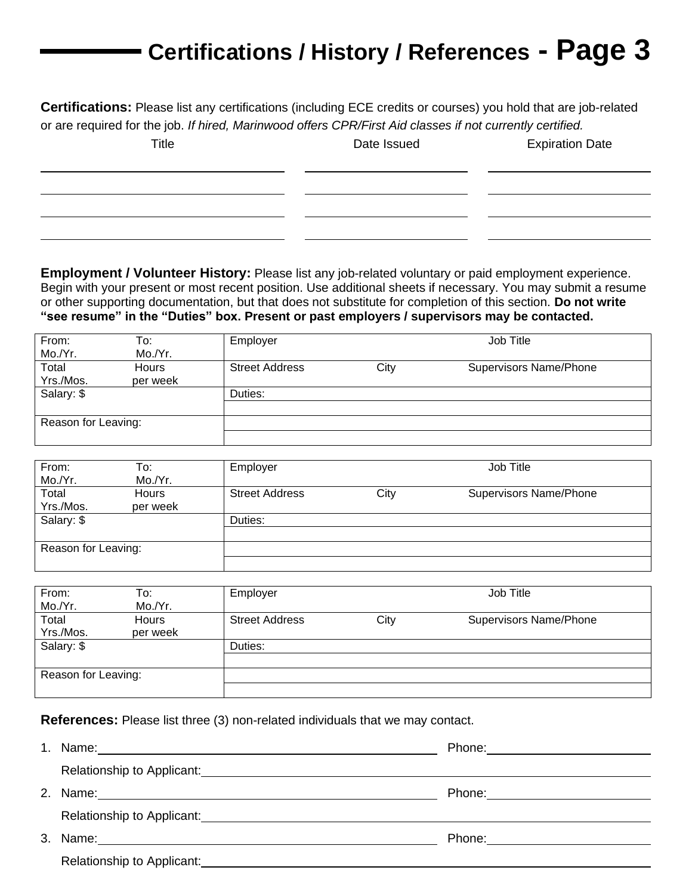# Certifications / History / References - Page 3

**Certifications:** Please list any certifications (including ECE credits or courses) you hold that are job-related or are required for the job. *If hired, Marinwood offers CPR/First Aid classes if not currently certified.*

| Title | Date Issued | Expiration Date |
|---|---|---|
| | | |
| | | |
| | | |
| | | |

**Employment / Volunteer History:** Please list any job-related voluntary or paid employment experience. Begin with your present or most recent position. Use additional sheets if necessary. You may submit a resume or other supporting documentation, but that does not substitute for completion of this section. **Do not write "see resume" in the "Duties" box. Present or past employers / supervisors may be contacted.**

| From: Mo./Yr. To: Mo./Yr. | Employer Job Title |
|---|---|
| Total Yrs./Mos. Hours per week | Street Address City Supervisors Name/Phone |
| Salary: $ | Duties: |
| | |
| Reason for Leaving: | |
| | |

| From: Mo./Yr. To: Mo./Yr. | Employer Job Title |
|---|---|
| Total Yrs./Mos. Hours per week | Street Address City Supervisors Name/Phone |
| Salary: $ | Duties: |
| | |
| Reason for Leaving: | |
| | |

| From: Mo./Yr. To: Mo./Yr. | Employer Job Title |
|---|---|
| Total Yrs./Mos. Hours per week | Street Address City Supervisors Name/Phone |
| Salary: $ | Duties: |
| | |
| Reason for Leaving: | |
| | |

**References:** Please list three (3) non-related individuals that we may contact.

1. Name: ______________________ Phone: ______________

   Relationship to Applicant: ______________________

2. Name: ______________________ Phone: ______________

   Relationship to Applicant: ______________________

3. Name: ______________________ Phone: ______________

   Relationship to Applicant: ______________________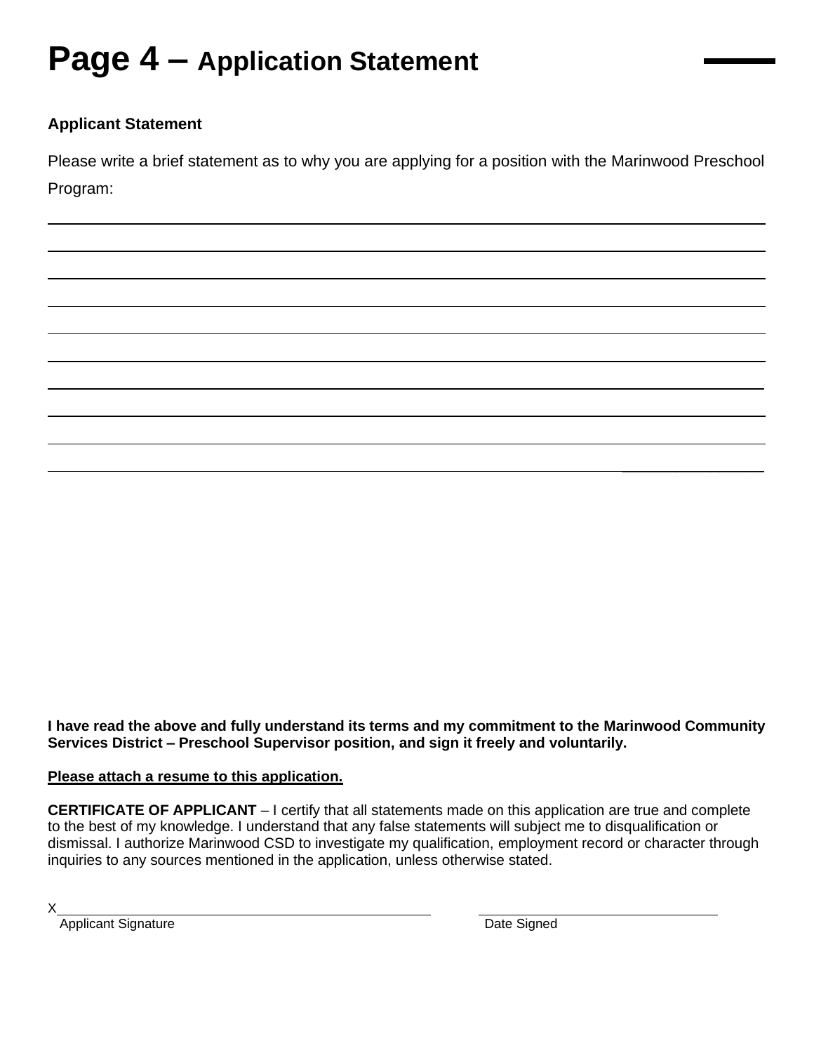# Page 4 – Application Statement

**Applicant Statement**

Please write a brief statement as to why you are applying for a position with the Marinwood Preschool Program:

\_\_\_\_\_\_\_\_\_\_\_\_\_\_\_\_\_\_\_\_\_\_\_\_\_\_\_\_\_\_\_\_\_\_\_\_\_\_\_\_\_\_\_\_\_\_\_\_\_\_\_\_\_\_\_\_\_\_\_\_\_\_\_\_\_\_\_\_\_\_\_\_

\_\_\_\_\_\_\_\_\_\_\_\_\_\_\_\_\_\_\_\_\_\_\_\_\_\_\_\_\_\_\_\_\_\_\_\_\_\_\_\_\_\_\_\_\_\_\_\_\_\_\_\_\_\_\_\_\_\_\_\_\_\_\_\_\_\_\_\_\_\_\_\_

\_\_\_\_\_\_\_\_\_\_\_\_\_\_\_\_\_\_\_\_\_\_\_\_\_\_\_\_\_\_\_\_\_\_\_\_\_\_\_\_\_\_\_\_\_\_\_\_\_\_\_\_\_\_\_\_\_\_\_\_\_\_\_\_\_\_\_\_\_\_\_\_

\_\_\_\_\_\_\_\_\_\_\_\_\_\_\_\_\_\_\_\_\_\_\_\_\_\_\_\_\_\_\_\_\_\_\_\_\_\_\_\_\_\_\_\_\_\_\_\_\_\_\_\_\_\_\_\_\_\_\_\_\_\_\_\_\_\_\_\_\_\_\_\_

\_\_\_\_\_\_\_\_\_\_\_\_\_\_\_\_\_\_\_\_\_\_\_\_\_\_\_\_\_\_\_\_\_\_\_\_\_\_\_\_\_\_\_\_\_\_\_\_\_\_\_\_\_\_\_\_\_\_\_\_\_\_\_\_\_\_\_\_\_\_\_\_

\_\_\_\_\_\_\_\_\_\_\_\_\_\_\_\_\_\_\_\_\_\_\_\_\_\_\_\_\_\_\_\_\_\_\_\_\_\_\_\_\_\_\_\_\_\_\_\_\_\_\_\_\_\_\_\_\_\_\_\_\_\_\_\_\_\_\_\_\_\_\_\_

\_\_\_\_\_\_\_\_\_\_\_\_\_\_\_\_\_\_\_\_\_\_\_\_\_\_\_\_\_\_\_\_\_\_\_\_\_\_\_\_\_\_\_\_\_\_\_\_\_\_\_\_\_\_\_\_\_\_\_\_\_\_\_\_\_\_\_\_\_\_\_\_

\_\_\_\_\_\_\_\_\_\_\_\_\_\_\_\_\_\_\_\_\_\_\_\_\_\_\_\_\_\_\_\_\_\_\_\_\_\_\_\_\_\_\_\_\_\_\_\_\_\_\_\_\_\_\_\_\_\_\_\_\_\_\_\_\_\_\_\_\_\_\_\_

\_\_\_\_\_\_\_\_\_\_\_\_\_\_\_\_\_\_\_\_\_\_\_\_\_\_\_\_\_\_\_\_\_\_\_\_\_\_\_\_\_\_\_\_\_\_\_\_\_\_\_\_\_\_\_\_\_\_\_\_\_\_\_\_\_\_\_\_\_\_\_\_

\_\_\_\_\_\_\_\_\_\_\_\_\_\_\_\_\_\_\_\_\_\_\_\_\_\_\_\_\_\_\_\_\_\_\_\_\_\_\_\_\_\_\_\_\_\_\_\_\_\_\_\_\_\_\_\_\_\_\_\_\_\_\_\_\_\_\_\_\_\_\_\_

**I have read the above and fully understand its terms and my commitment to the Marinwood Community Services District – Preschool Supervisor position, and sign it freely and voluntarily.**

**<u>Please attach a resume to this application.</u>**

**CERTIFICATE OF APPLICANT** – I certify that all statements made on this application are true and complete to the best of my knowledge. I understand that any false statements will subject me to disqualification or dismissal. I authorize Marinwood CSD to investigate my qualification, employment record or character through inquiries to any sources mentioned in the application, unless otherwise stated.

X\_\_\_\_\_\_\_\_\_\_\_\_\_\_\_\_\_\_\_\_\_\_\_\_\_\_\_\_\_\_\_\_\_\_\_\_\_\_\_\_ \_\_\_\_\_\_\_\_\_\_\_\_\_\_\_\_\_\_\_\_\_\_\_\_\_\_

Applicant Signature Date Signed